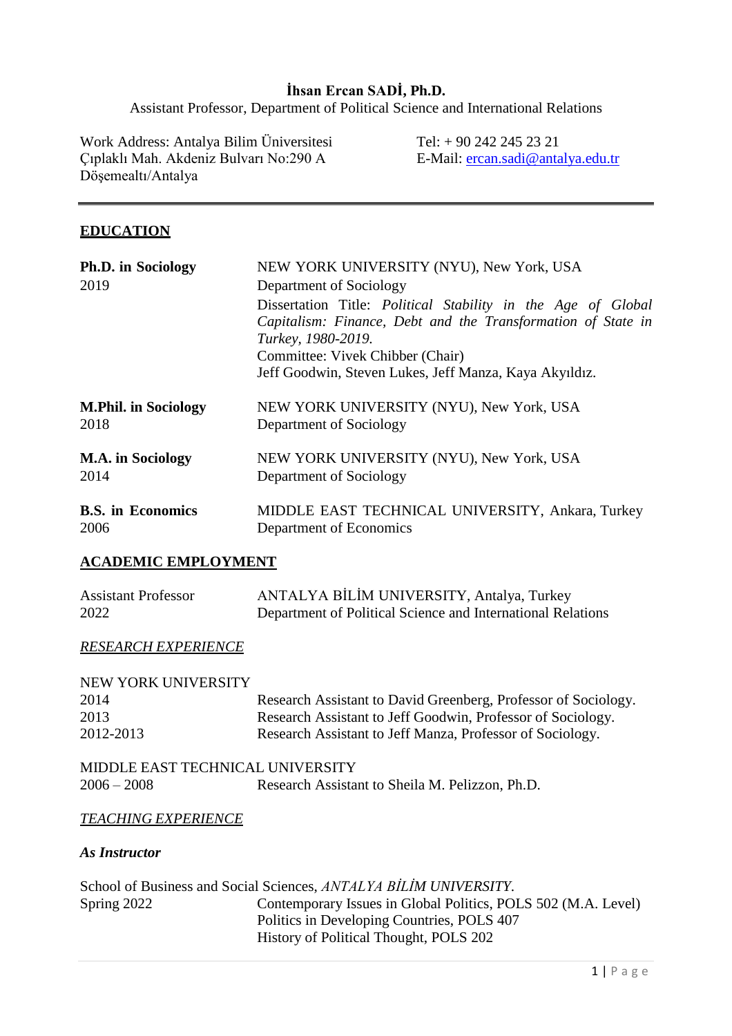# İhsan Ercan SADİ, Ph.D.

Assistant Professor, Department of Political Science and International Relations

Work Address: Antalya Bilim Üniversitesi
Çıplaklı Mah. Akdeniz Bulvarı No:290 A
Döşemealtı/Antalya

Tel: + 90 242 245 23 21
E-Mail: ercan.sadi@antalya.edu.tr

---

## EDUCATION

**Ph.D. in Sociology**
2019
NEW YORK UNIVERSITY (NYU), New York, USA
Department of Sociology
Dissertation Title: *Political Stability in the Age of Global Capitalism: Finance, Debt and the Transformation of State in Turkey, 1980-2019.*
Committee: Vivek Chibber (Chair)
Jeff Goodwin, Steven Lukes, Jeff Manza, Kaya Akyıldız.

**M.Phil. in Sociology**
2018
NEW YORK UNIVERSITY (NYU), New York, USA
Department of Sociology

**M.A. in Sociology**
2014
NEW YORK UNIVERSITY (NYU), New York, USA
Department of Sociology

**B.S. in Economics**
2006
MIDDLE EAST TECHNICAL UNIVERSITY, Ankara, Turkey
Department of Economics

## ACADEMIC EMPLOYMENT

Assistant Professor
2022
ANTALYA BİLİM UNIVERSITY, Antalya, Turkey
Department of Political Science and International Relations

### *RESEARCH EXPERIENCE*

NEW YORK UNIVERSITY

| | |
|---|---|
| 2014 | Research Assistant to David Greenberg, Professor of Sociology. |
| 2013 | Research Assistant to Jeff Goodwin, Professor of Sociology. |
| 2012-2013 | Research Assistant to Jeff Manza, Professor of Sociology. |

MIDDLE EAST TECHNICAL UNIVERSITY

| | |
|---|---|
| 2006 – 2008 | Research Assistant to Sheila M. Pelizzon, Ph.D. |

### *TEACHING EXPERIENCE*

#### *As Instructor*

School of Business and Social Sciences, *ANTALYA BİLİM UNIVERSITY.*

Spring 2022
Contemporary Issues in Global Politics, POLS 502 (M.A. Level)
Politics in Developing Countries, POLS 407
History of Political Thought, POLS 202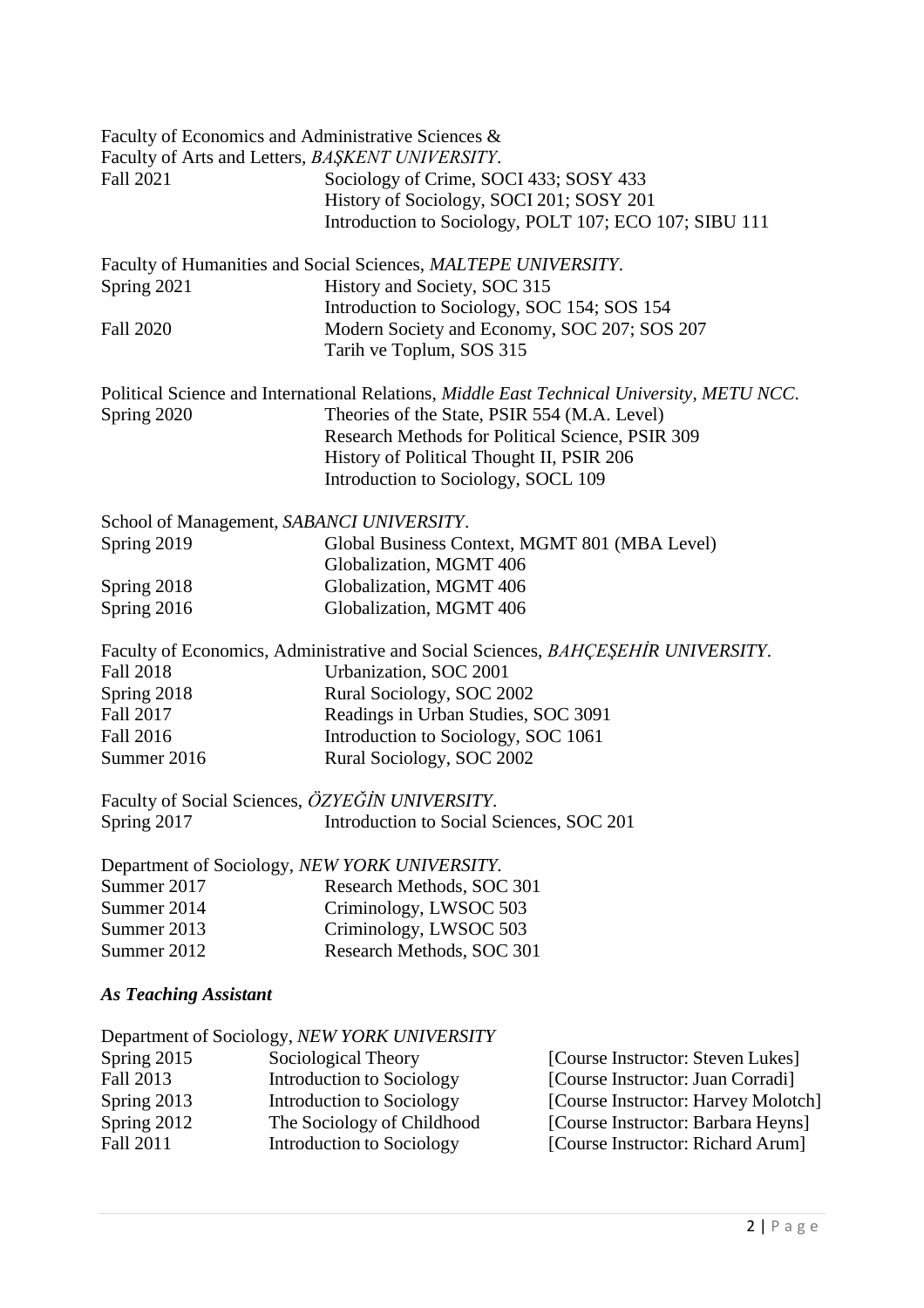Faculty of Economics and Administrative Sciences &
Faculty of Arts and Letters, *BAŞKENT UNIVERSITY*.

| | |
|---|---|
| Fall 2021 | Sociology of Crime, SOCI 433; SOSY 433 |
| | History of Sociology, SOCI 201; SOSY 201 |
| | Introduction to Sociology, POLT 107; ECO 107; SIBU 111 |

Faculty of Humanities and Social Sciences, *MALTEPE UNIVERSITY*.

| | |
|---|---|
| Spring 2021 | History and Society, SOC 315 |
| | Introduction to Sociology, SOC 154; SOS 154 |
| Fall 2020 | Modern Society and Economy, SOC 207; SOS 207 |
| | Tarih ve Toplum, SOS 315 |

Political Science and International Relations, *Middle East Technical University*, *METU NCC*.

| | |
|---|---|
| Spring 2020 | Theories of the State, PSIR 554 (M.A. Level) |
| | Research Methods for Political Science, PSIR 309 |
| | History of Political Thought II, PSIR 206 |
| | Introduction to Sociology, SOCL 109 |

School of Management, *SABANCI UNIVERSITY*.

| | |
|---|---|
| Spring 2019 | Global Business Context, MGMT 801 (MBA Level) |
| | Globalization, MGMT 406 |
| Spring 2018 | Globalization, MGMT 406 |
| Spring 2016 | Globalization, MGMT 406 |

Faculty of Economics, Administrative and Social Sciences, *BAHÇEŞEHİR UNIVERSITY*.

| | |
|---|---|
| Fall 2018 | Urbanization, SOC 2001 |
| Spring 2018 | Rural Sociology, SOC 2002 |
| Fall 2017 | Readings in Urban Studies, SOC 3091 |
| Fall 2016 | Introduction to Sociology, SOC 1061 |
| Summer 2016 | Rural Sociology, SOC 2002 |

Faculty of Social Sciences, *ÖZYEĞİN UNIVERSITY*.

| | |
|---|---|
| Spring 2017 | Introduction to Social Sciences, SOC 201 |

Department of Sociology, *NEW YORK UNIVERSITY*.

| | |
|---|---|
| Summer 2017 | Research Methods, SOC 301 |
| Summer 2014 | Criminology, LWSOC 503 |
| Summer 2013 | Criminology, LWSOC 503 |
| Summer 2012 | Research Methods, SOC 301 |

### *As Teaching Assistant*

Department of Sociology, *NEW YORK UNIVERSITY*

| | | |
|---|---|---|
| Spring 2015 | Sociological Theory | [Course Instructor: Steven Lukes] |
| Fall 2013 | Introduction to Sociology | [Course Instructor: Juan Corradi] |
| Spring 2013 | Introduction to Sociology | [Course Instructor: Harvey Molotch] |
| Spring 2012 | The Sociology of Childhood | [Course Instructor: Barbara Heyns] |
| Fall 2011 | Introduction to Sociology | [Course Instructor: Richard Arum] |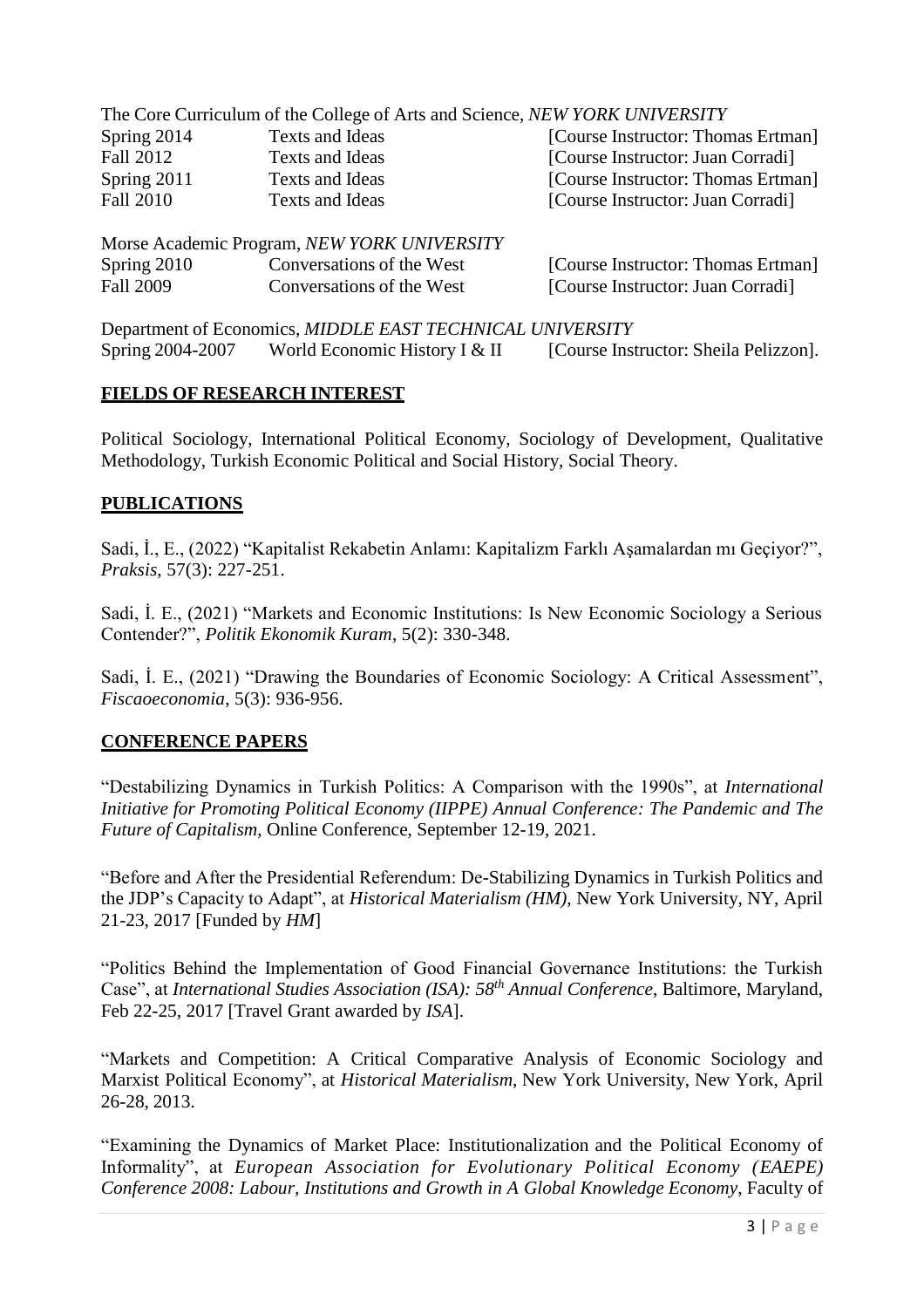The Core Curriculum of the College of Arts and Science, *NEW YORK UNIVERSITY*

| | | |
|---|---|---|
| Spring 2014 | Texts and Ideas | [Course Instructor: Thomas Ertman] |
| Fall 2012 | Texts and Ideas | [Course Instructor: Juan Corradi] |
| Spring 2011 | Texts and Ideas | [Course Instructor: Thomas Ertman] |
| Fall 2010 | Texts and Ideas | [Course Instructor: Juan Corradi] |

Morse Academic Program, *NEW YORK UNIVERSITY*

| | | |
|---|---|---|
| Spring 2010 | Conversations of the West | [Course Instructor: Thomas Ertman] |
| Fall 2009 | Conversations of the West | [Course Instructor: Juan Corradi] |

Department of Economics, *MIDDLE EAST TECHNICAL UNIVERSITY*

| | | |
|---|---|---|
| Spring 2004-2007 | World Economic History I & II | [Course Instructor: Sheila Pelizzon]. |

## FIELDS OF RESEARCH INTEREST

Political Sociology, International Political Economy, Sociology of Development, Qualitative Methodology, Turkish Economic Political and Social History, Social Theory.

## PUBLICATIONS

Sadi, İ., E., (2022) "Kapitalist Rekabetin Anlamı: Kapitalizm Farklı Aşamalardan mı Geçiyor?", *Praksis*, 57(3): 227-251.

Sadi, İ. E., (2021) "Markets and Economic Institutions: Is New Economic Sociology a Serious Contender?", *Politik Ekonomik Kuram*, 5(2): 330-348.

Sadi, İ. E., (2021) "Drawing the Boundaries of Economic Sociology: A Critical Assessment", *Fiscaoeconomia*, 5(3): 936-956.

## CONFERENCE PAPERS

"Destabilizing Dynamics in Turkish Politics: A Comparison with the 1990s", at *International Initiative for Promoting Political Economy (IIPPE) Annual Conference: The Pandemic and The Future of Capitalism*, Online Conference, September 12-19, 2021.

"Before and After the Presidential Referendum: De-Stabilizing Dynamics in Turkish Politics and the JDP's Capacity to Adapt", at *Historical Materialism (HM)*, New York University, NY, April 21-23, 2017 [Funded by *HM*]

"Politics Behind the Implementation of Good Financial Governance Institutions: the Turkish Case", at *International Studies Association (ISA): 58th Annual Conference*, Baltimore, Maryland, Feb 22-25, 2017 [Travel Grant awarded by *ISA*].

"Markets and Competition: A Critical Comparative Analysis of Economic Sociology and Marxist Political Economy", at *Historical Materialism*, New York University, New York, April 26-28, 2013.

"Examining the Dynamics of Market Place: Institutionalization and the Political Economy of Informality", at *European Association for Evolutionary Political Economy (EAEPE) Conference 2008: Labour, Institutions and Growth in A Global Knowledge Economy*, Faculty of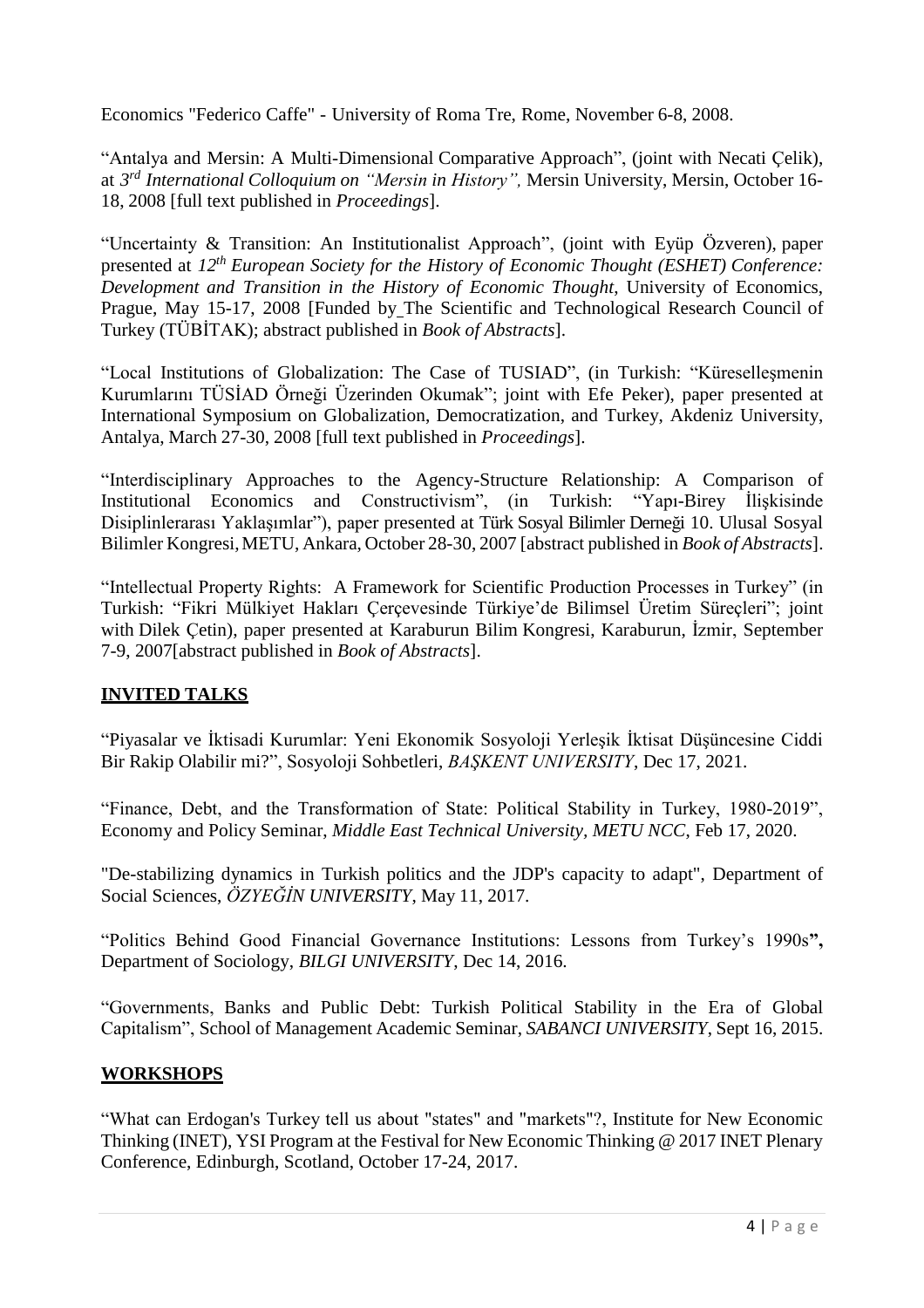Economics "Federico Caffe" - University of Roma Tre, Rome, November 6-8, 2008.

"Antalya and Mersin: A Multi-Dimensional Comparative Approach", (joint with Necati Çelik), at *3rd International Colloquium on "Mersin in History",* Mersin University, Mersin, October 16-18, 2008 [full text published in *Proceedings*].

"Uncertainty & Transition: An Institutionalist Approach", (joint with Eyüp Özveren), paper presented at *12th European Society for the History of Economic Thought (ESHET) Conference: Development and Transition in the History of Economic Thought*, University of Economics, Prague, May 15-17, 2008 [Funded by The Scientific and Technological Research Council of Turkey (TÜBİTAK); abstract published in *Book of Abstracts*].

"Local Institutions of Globalization: The Case of TUSIAD", (in Turkish: "Küreselleşmenin Kurumlarını TÜSİAD Örneği Üzerinden Okumak"; joint with Efe Peker), paper presented at International Symposium on Globalization, Democratization, and Turkey, Akdeniz University, Antalya, March 27-30, 2008 [full text published in *Proceedings*].

"Interdisciplinary Approaches to the Agency-Structure Relationship: A Comparison of Institutional Economics and Constructivism", (in Turkish: "Yapı-Birey İlişkisinde Disiplinlerarası Yaklaşımlar"), paper presented at Türk Sosyal Bilimler Derneği 10. Ulusal Sosyal Bilimler Kongresi, METU, Ankara, October 28-30, 2007 [abstract published in *Book of Abstracts*].

"Intellectual Property Rights: A Framework for Scientific Production Processes in Turkey" (in Turkish: "Fikri Mülkiyet Hakları Çerçevesinde Türkiye'de Bilimsel Üretim Süreçleri"; joint with Dilek Çetin), paper presented at Karaburun Bilim Kongresi, Karaburun, İzmir, September 7-9, 2007[abstract published in *Book of Abstracts*].

## INVITED TALKS

"Piyasalar ve İktisadi Kurumlar: Yeni Ekonomik Sosyoloji Yerleşik İktisat Düşüncesine Ciddi Bir Rakip Olabilir mi?", Sosyoloji Sohbetleri, *BAŞKENT UNIVERSITY*, Dec 17, 2021.

"Finance, Debt, and the Transformation of State: Political Stability in Turkey, 1980-2019", Economy and Policy Seminar, *Middle East Technical University, METU NCC*, Feb 17, 2020.

"De-stabilizing dynamics in Turkish politics and the JDP's capacity to adapt", Department of Social Sciences, *ÖZYEĞİN UNIVERSITY*, May 11, 2017.

"Politics Behind Good Financial Governance Institutions: Lessons from Turkey's 1990s**",** Department of Sociology, *BILGI UNIVERSITY*, Dec 14, 2016.

"Governments, Banks and Public Debt: Turkish Political Stability in the Era of Global Capitalism", School of Management Academic Seminar, *SABANCI UNIVERSITY*, Sept 16, 2015.

## WORKSHOPS

"What can Erdogan's Turkey tell us about "states" and "markets"?, Institute for New Economic Thinking (INET), YSI Program at the Festival for New Economic Thinking @ 2017 INET Plenary Conference, Edinburgh, Scotland, October 17-24, 2017.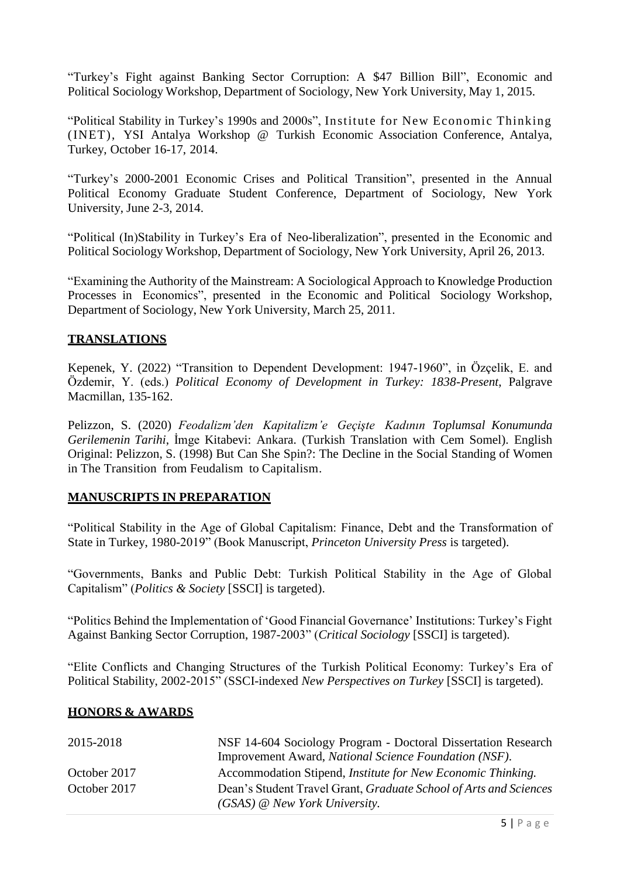"Turkey's Fight against Banking Sector Corruption: A $47 Billion Bill", Economic and Political Sociology Workshop, Department of Sociology, New York University, May 1, 2015.

"Political Stability in Turkey's 1990s and 2000s", Institute for New Economic Thinking (INET), YSI Antalya Workshop @ Turkish Economic Association Conference, Antalya, Turkey, October 16-17, 2014.

"Turkey's 2000-2001 Economic Crises and Political Transition", presented in the Annual Political Economy Graduate Student Conference, Department of Sociology, New York University, June 2-3, 2014.

"Political (In)Stability in Turkey's Era of Neo-liberalization", presented in the Economic and Political Sociology Workshop, Department of Sociology, New York University, April 26, 2013.

"Examining the Authority of the Mainstream: A Sociological Approach to Knowledge Production Processes in Economics", presented in the Economic and Political Sociology Workshop, Department of Sociology, New York University, March 25, 2011.

## TRANSLATIONS

Kepenek, Y. (2022) "Transition to Dependent Development: 1947-1960", in Özçelik, E. and Özdemir, Y. (eds.) *Political Economy of Development in Turkey: 1838-Present*, Palgrave Macmillan, 135-162.

Pelizzon, S. (2020) *Feodalizm'den Kapitalizm'e Geçişte Kadının Toplumsal Konumunda Gerilemenin Tarihi*, İmge Kitabevi: Ankara. (Turkish Translation with Cem Somel). English Original: Pelizzon, S. (1998) But Can She Spin?: The Decline in the Social Standing of Women in The Transition from Feudalism to Capitalism.

## MANUSCRIPTS IN PREPARATION

"Political Stability in the Age of Global Capitalism: Finance, Debt and the Transformation of State in Turkey, 1980-2019" (Book Manuscript, *Princeton University Press* is targeted).

"Governments, Banks and Public Debt: Turkish Political Stability in the Age of Global Capitalism" (*Politics & Society* [SSCI] is targeted).

"Politics Behind the Implementation of 'Good Financial Governance' Institutions: Turkey's Fight Against Banking Sector Corruption, 1987-2003" (*Critical Sociology* [SSCI] is targeted).

"Elite Conflicts and Changing Structures of the Turkish Political Economy: Turkey's Era of Political Stability, 2002-2015" (SSCI-indexed *New Perspectives on Turkey* [SSCI] is targeted).

## HONORS & AWARDS

| | |
|---|---|
| 2015-2018 | NSF 14-604 Sociology Program - Doctoral Dissertation Research Improvement Award, *National Science Foundation (NSF).* |
| October 2017 | Accommodation Stipend, *Institute for New Economic Thinking.* |
| October 2017 | Dean's Student Travel Grant, *Graduate School of Arts and Sciences (GSAS) @ New York University.* |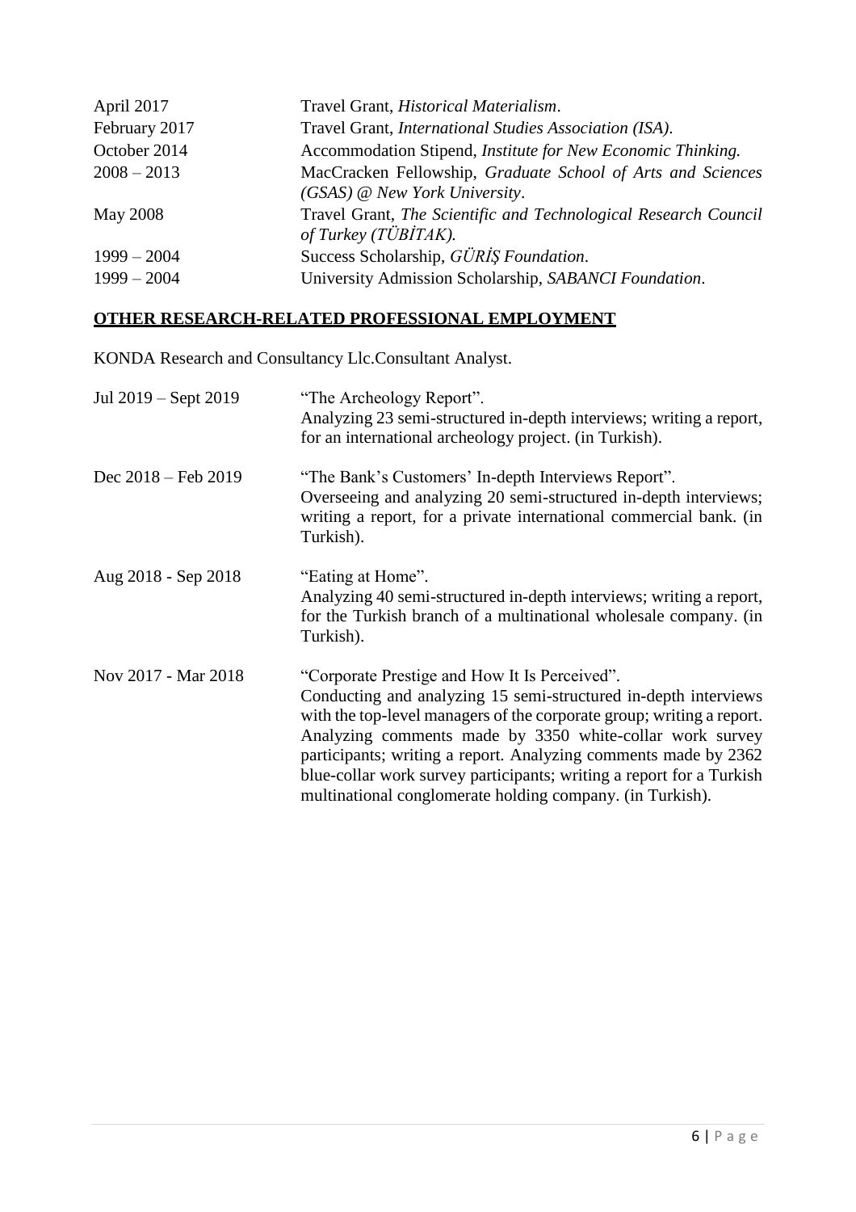| | |
|---|---|
| April 2017 | Travel Grant, *Historical Materialism*. |
| February 2017 | Travel Grant, *International Studies Association (ISA)*. |
| October 2014 | Accommodation Stipend, *Institute for New Economic Thinking.* |
| 2008 – 2013 | MacCracken Fellowship, *Graduate School of Arts and Sciences (GSAS) @ New York University*. |
| May 2008 | Travel Grant, *The Scientific and Technological Research Council of Turkey (TÜBİTAK).* |
| 1999 – 2004 | Success Scholarship, *GÜRİŞ Foundation*. |
| 1999 – 2004 | University Admission Scholarship, *SABANCI Foundation*. |

## OTHER RESEARCH-RELATED PROFESSIONAL EMPLOYMENT

KONDA Research and Consultancy Llc.Consultant Analyst.

| | |
|---|---|
| Jul 2019 – Sept 2019 | "The Archeology Report". Analyzing 23 semi-structured in-depth interviews; writing a report, for an international archeology project. (in Turkish). |
| Dec 2018 – Feb 2019 | "The Bank's Customers' In-depth Interviews Report". Overseeing and analyzing 20 semi-structured in-depth interviews; writing a report, for a private international commercial bank. (in Turkish). |
| Aug 2018 - Sep 2018 | "Eating at Home". Analyzing 40 semi-structured in-depth interviews; writing a report, for the Turkish branch of a multinational wholesale company. (in Turkish). |
| Nov 2017 - Mar 2018 | "Corporate Prestige and How It Is Perceived". Conducting and analyzing 15 semi-structured in-depth interviews with the top-level managers of the corporate group; writing a report. Analyzing comments made by 3350 white-collar work survey participants; writing a report. Analyzing comments made by 2362 blue-collar work survey participants; writing a report for a Turkish multinational conglomerate holding company. (in Turkish). |